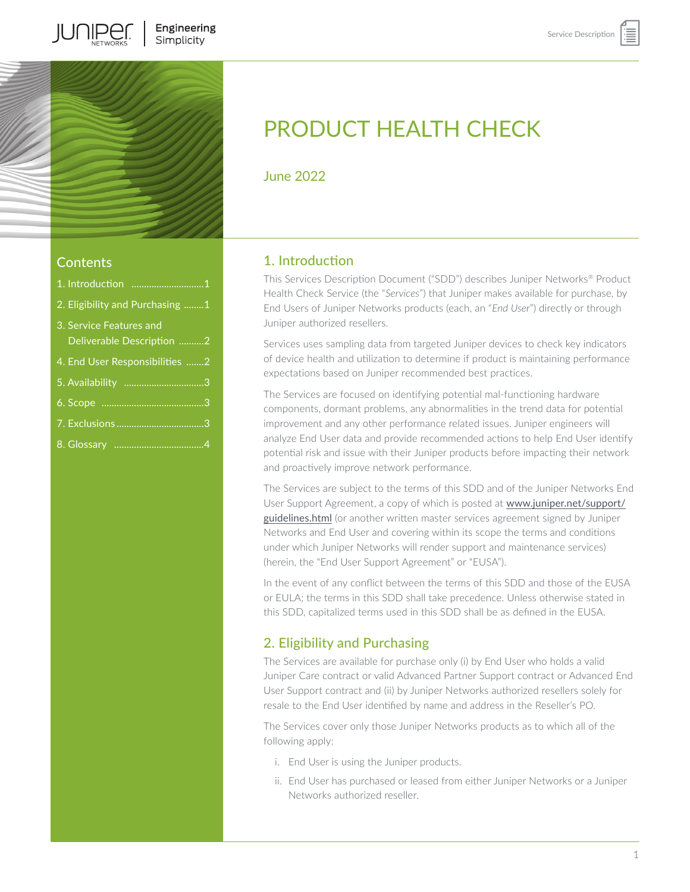# PRODUCT HEALTH CHECK

June 2022

## Contents

1. Introduction .............................1
2. Eligibility and Purchasing ........1
3. Service Features and Deliverable Description ..........2
4. End User Responsibilities .......2
5. Availability ................................3
6. Scope .........................................3
7. Exclusions ..................................3
8. Glossary ....................................4

## 1. Introduction

This Services Description Document ("SDD") describes Juniper Networks® Product Health Check Service (the "*Services*") that Juniper makes available for purchase, by End Users of Juniper Networks products (each, an "*End User*") directly or through Juniper authorized resellers.

Services uses sampling data from targeted Juniper devices to check key indicators of device health and utilization to determine if product is maintaining performance expectations based on Juniper recommended best practices.

The Services are focused on identifying potential mal-functioning hardware components, dormant problems, any abnormalities in the trend data for potential improvement and any other performance related issues. Juniper engineers will analyze End User data and provide recommended actions to help End User identify potential risk and issue with their Juniper products before impacting their network and proactively improve network performance.

The Services are subject to the terms of this SDD and of the Juniper Networks End User Support Agreement, a copy of which is posted at [www.juniper.net/support/guidelines.html](www.juniper.net/support/guidelines.html) (or another written master services agreement signed by Juniper Networks and End User and covering within its scope the terms and conditions under which Juniper Networks will render support and maintenance services) (herein, the "End User Support Agreement" or "EUSA").

In the event of any conflict between the terms of this SDD and those of the EUSA or EULA; the terms in this SDD shall take precedence. Unless otherwise stated in this SDD, capitalized terms used in this SDD shall be as defined in the EUSA.

## 2. Eligibility and Purchasing

The Services are available for purchase only (i) by End User who holds a valid Juniper Care contract or valid Advanced Partner Support contract or Advanced End User Support contract and (ii) by Juniper Networks authorized resellers solely for resale to the End User identified by name and address in the Reseller's PO.

The Services cover only those Juniper Networks products as to which all of the following apply:

i. End User is using the Juniper products.

ii. End User has purchased or leased from either Juniper Networks or a Juniper Networks authorized reseller.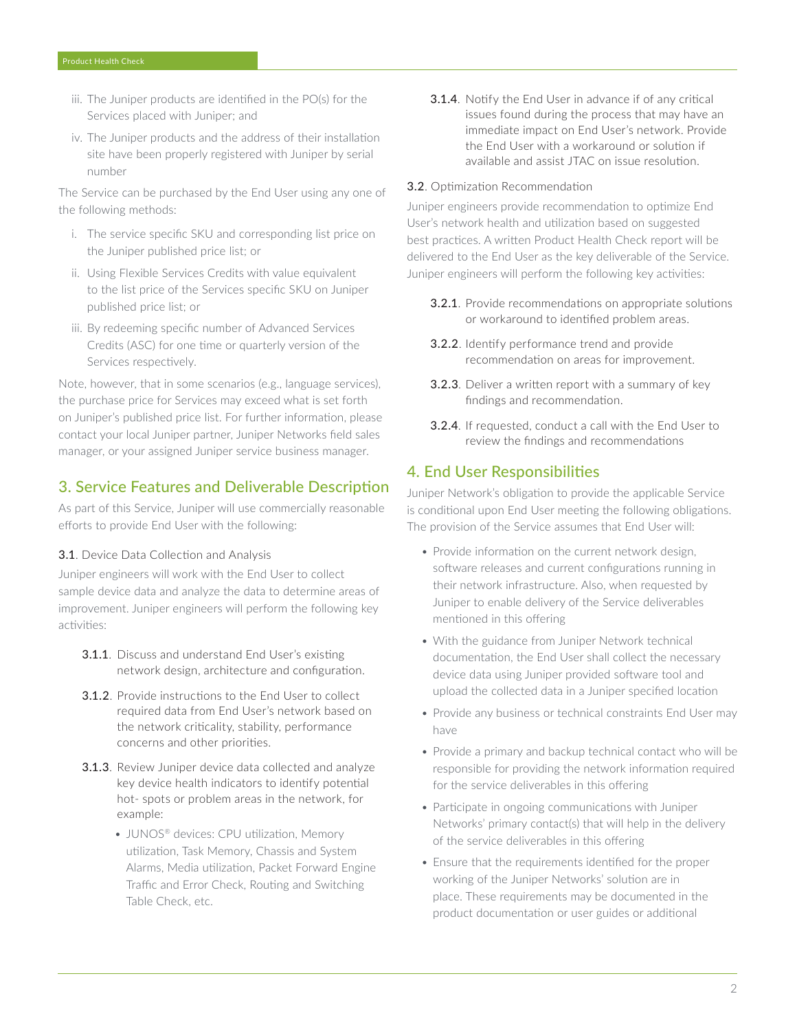iii. The Juniper products are identified in the PO(s) for the Services placed with Juniper; and

iv. The Juniper products and the address of their installation site have been properly registered with Juniper by serial number

The Service can be purchased by the End User using any one of the following methods:

i. The service specific SKU and corresponding list price on the Juniper published price list; or

ii. Using Flexible Services Credits with value equivalent to the list price of the Services specific SKU on Juniper published price list; or

iii. By redeeming specific number of Advanced Services Credits (ASC) for one time or quarterly version of the Services respectively.

Note, however, that in some scenarios (e.g., language services), the purchase price for Services may exceed what is set forth on Juniper's published price list. For further information, please contact your local Juniper partner, Juniper Networks field sales manager, or your assigned Juniper service business manager.

## 3. Service Features and Deliverable Description

As part of this Service, Juniper will use commercially reasonable efforts to provide End User with the following:

**3.1**. Device Data Collection and Analysis

Juniper engineers will work with the End User to collect sample device data and analyze the data to determine areas of improvement. Juniper engineers will perform the following key activities:

**3.1.1**. Discuss and understand End User's existing network design, architecture and configuration.

**3.1.2**. Provide instructions to the End User to collect required data from End User's network based on the network criticality, stability, performance concerns and other priorities.

**3.1.3**. Review Juniper device data collected and analyze key device health indicators to identify potential hot- spots or problem areas in the network, for example:

- JUNOS® devices: CPU utilization, Memory utilization, Task Memory, Chassis and System Alarms, Media utilization, Packet Forward Engine Traffic and Error Check, Routing and Switching Table Check, etc.

**3.1.4**. Notify the End User in advance if of any critical issues found during the process that may have an immediate impact on End User's network. Provide the End User with a workaround or solution if available and assist JTAC on issue resolution.

**3.2**. Optimization Recommendation

Juniper engineers provide recommendation to optimize End User's network health and utilization based on suggested best practices. A written Product Health Check report will be delivered to the End User as the key deliverable of the Service. Juniper engineers will perform the following key activities:

**3.2.1**. Provide recommendations on appropriate solutions or workaround to identified problem areas.

**3.2.2**. Identify performance trend and provide recommendation on areas for improvement.

**3.2.3**. Deliver a written report with a summary of key findings and recommendation.

**3.2.4**. If requested, conduct a call with the End User to review the findings and recommendations

## 4. End User Responsibilities

Juniper Network's obligation to provide the applicable Service is conditional upon End User meeting the following obligations. The provision of the Service assumes that End User will:

- Provide information on the current network design, software releases and current configurations running in their network infrastructure. Also, when requested by Juniper to enable delivery of the Service deliverables mentioned in this offering
- With the guidance from Juniper Network technical documentation, the End User shall collect the necessary device data using Juniper provided software tool and upload the collected data in a Juniper specified location
- Provide any business or technical constraints End User may have
- Provide a primary and backup technical contact who will be responsible for providing the network information required for the service deliverables in this offering
- Participate in ongoing communications with Juniper Networks' primary contact(s) that will help in the delivery of the service deliverables in this offering
- Ensure that the requirements identified for the proper working of the Juniper Networks' solution are in place. These requirements may be documented in the product documentation or user guides or additional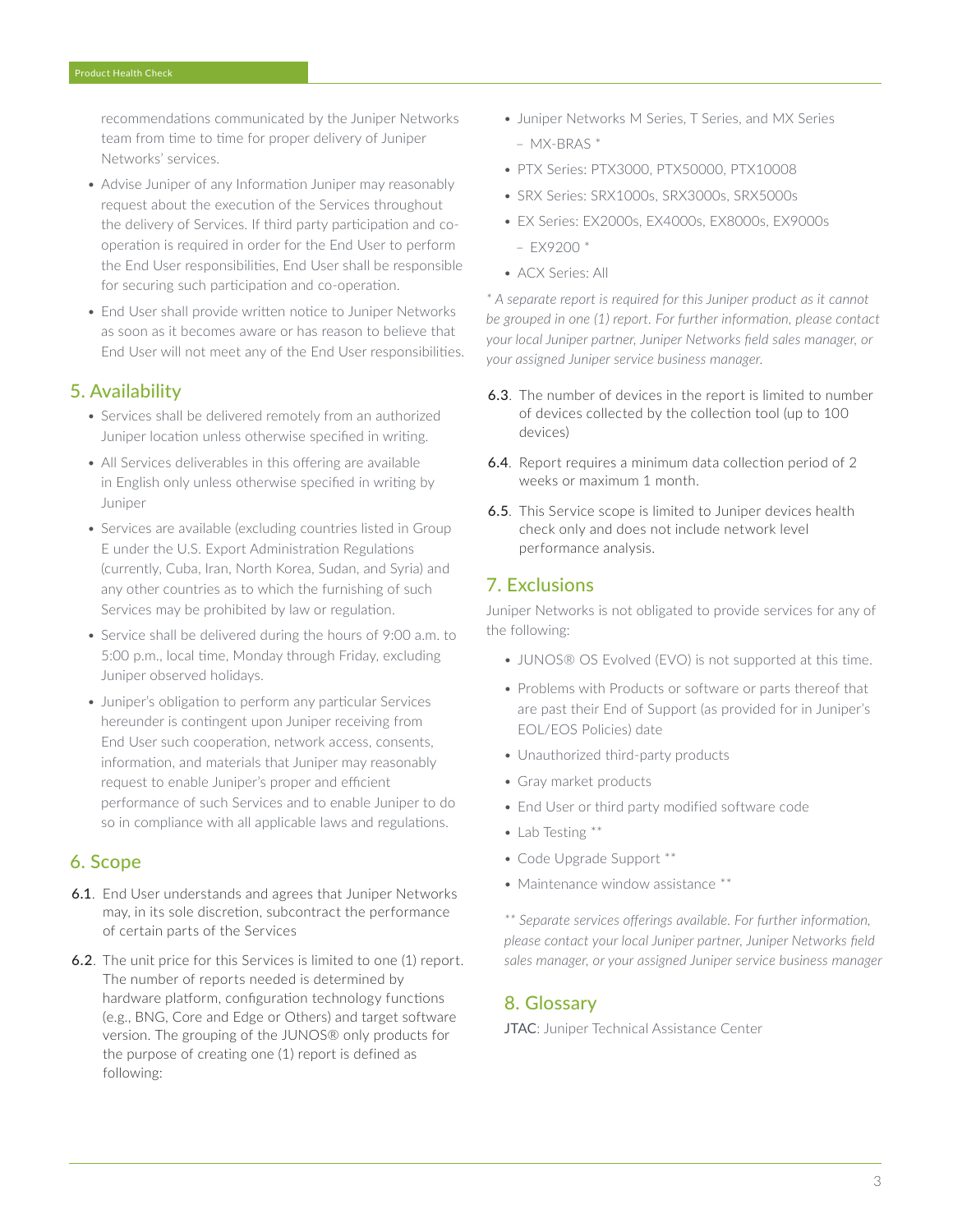recommendations communicated by the Juniper Networks team from time to time for proper delivery of Juniper Networks' services.

- Advise Juniper of any Information Juniper may reasonably request about the execution of the Services throughout the delivery of Services. If third party participation and co-operation is required in order for the End User to perform the End User responsibilities, End User shall be responsible for securing such participation and co-operation.
- End User shall provide written notice to Juniper Networks as soon as it becomes aware or has reason to believe that End User will not meet any of the End User responsibilities.

## 5. Availability

- Services shall be delivered remotely from an authorized Juniper location unless otherwise specified in writing.
- All Services deliverables in this offering are available in English only unless otherwise specified in writing by Juniper
- Services are available (excluding countries listed in Group E under the U.S. Export Administration Regulations (currently, Cuba, Iran, North Korea, Sudan, and Syria) and any other countries as to which the furnishing of such Services may be prohibited by law or regulation.
- Service shall be delivered during the hours of 9:00 a.m. to 5:00 p.m., local time, Monday through Friday, excluding Juniper observed holidays.
- Juniper's obligation to perform any particular Services hereunder is contingent upon Juniper receiving from End User such cooperation, network access, consents, information, and materials that Juniper may reasonably request to enable Juniper's proper and efficient performance of such Services and to enable Juniper to do so in compliance with all applicable laws and regulations.

## 6. Scope

**6.1**. End User understands and agrees that Juniper Networks may, in its sole discretion, subcontract the performance of certain parts of the Services

**6.2**. The unit price for this Services is limited to one (1) report. The number of reports needed is determined by hardware platform, configuration technology functions (e.g., BNG, Core and Edge or Others) and target software version. The grouping of the JUNOS® only products for the purpose of creating one (1) report is defined as following:

- Juniper Networks M Series, T Series, and MX Series
  - MX-BRAS *
- PTX Series: PTX3000, PTX50000, PTX10008
- SRX Series: SRX1000s, SRX3000s, SRX5000s
- EX Series: EX2000s, EX4000s, EX8000s, EX9000s
  - EX9200 *
- ACX Series: All

*\* A separate report is required for this Juniper product as it cannot be grouped in one (1) report. For further information, please contact your local Juniper partner, Juniper Networks field sales manager, or your assigned Juniper service business manager.*

**6.3**. The number of devices in the report is limited to number of devices collected by the collection tool (up to 100 devices)

**6.4**. Report requires a minimum data collection period of 2 weeks or maximum 1 month.

**6.5**. This Service scope is limited to Juniper devices health check only and does not include network level performance analysis.

## 7. Exclusions

Juniper Networks is not obligated to provide services for any of the following:

- JUNOS® OS Evolved (EVO) is not supported at this time.
- Problems with Products or software or parts thereof that are past their End of Support (as provided for in Juniper's EOL/EOS Policies) date
- Unauthorized third-party products
- Gray market products
- End User or third party modified software code
- Lab Testing **
- Code Upgrade Support **
- Maintenance window assistance **

*\*\* Separate services offerings available. For further information, please contact your local Juniper partner, Juniper Networks field sales manager, or your assigned Juniper service business manager*

## 8. Glossary

**JTAC**: Juniper Technical Assistance Center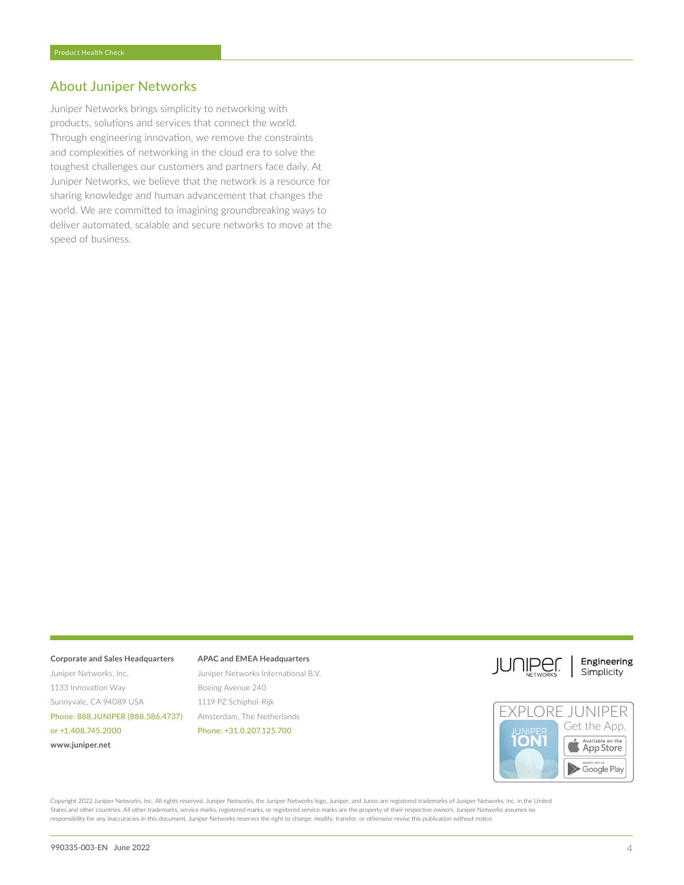## About Juniper Networks

Juniper Networks brings simplicity to networking with products, solutions and services that connect the world. Through engineering innovation, we remove the constraints and complexities of networking in the cloud era to solve the toughest challenges our customers and partners face daily. At Juniper Networks, we believe that the network is a resource for sharing knowledge and human advancement that changes the world. We are committed to imagining groundbreaking ways to deliver automated, scalable and secure networks to move at the speed of business.

**Corporate and Sales Headquarters**
Juniper Networks, Inc.
1133 Innovation Way
Sunnyvale, CA 94089 USA
Phone: 888.JUNIPER (888.586.4737)
or +1.408.745.2000
**www.juniper.net**

**APAC and EMEA Headquarters**
Juniper Networks International B.V.
Boeing Avenue 240
1119 PZ Schiphol-Rijk
Amsterdam, The Netherlands
Phone: +31.0.207.125.700

Engineering Simplicity

EXPLORE JUNIPER
Get the App.

Copyright 2022 Juniper Networks, Inc. All rights reserved. Juniper Networks, the Juniper Networks logo, Juniper, and Junos are registered trademarks of Juniper Networks, Inc. in the United States and other countries. All other trademarks, service marks, registered marks, or registered service marks are the property of their respective owners. Juniper Networks assumes no responsibility for any inaccuracies in this document. Juniper Networks reserves the right to change, modify, transfer, or otherwise revise this publication without notice.

990335-003-EN June 2022